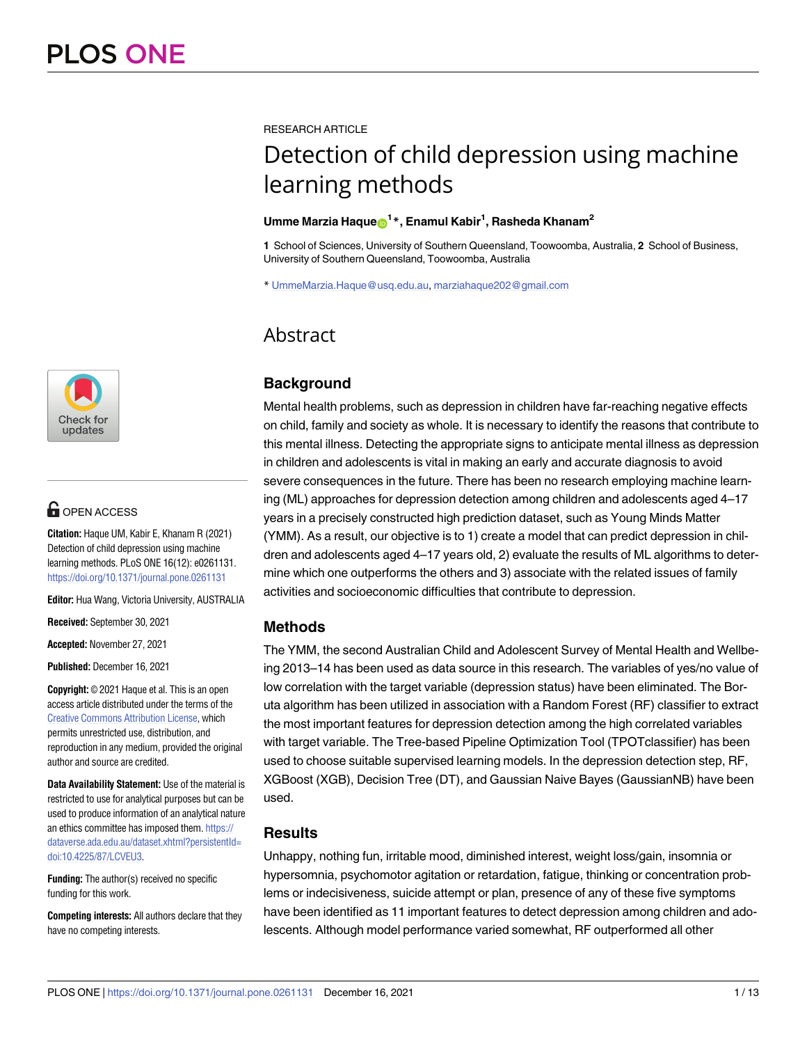PLOS ONE

RESEARCH ARTICLE

# Detection of child depression using machine learning methods

**Umme Marzia Haque[1]*, Enamul Kabir[1], Rasheda Khanam[2]**

**1** School of Sciences, University of Southern Queensland, Toowoomba, Australia, **2** School of Business, University of Southern Queensland, Toowoomba, Australia

* UmmeMarzia.Haque@usq.edu.au, marziahaque202@gmail.com

OPEN ACCESS

**Citation:** Haque UM, Kabir E, Khanam R (2021) Detection of child depression using machine learning methods. PLoS ONE 16(12): e0261131. https://doi.org/10.1371/journal.pone.0261131

**Editor:** Hua Wang, Victoria University, AUSTRALIA

**Received:** September 30, 2021

**Accepted:** November 27, 2021

**Published:** December 16, 2021

**Copyright:** © 2021 Haque et al. This is an open access article distributed under the terms of the Creative Commons Attribution License, which permits unrestricted use, distribution, and reproduction in any medium, provided the original author and source are credited.

**Data Availability Statement:** Use of the material is restricted to use for analytical purposes but can be used to produce information of an analytical nature an ethics committee has imposed them. https://dataverse.ada.edu.au/dataset.xhtml?persistentId=doi:10.4225/87/LCVEU3.

**Funding:** The author(s) received no specific funding for this work.

**Competing interests:** All authors declare that they have no competing interests.

## Abstract

### Background

Mental health problems, such as depression in children have far-reaching negative effects on child, family and society as whole. It is necessary to identify the reasons that contribute to this mental illness. Detecting the appropriate signs to anticipate mental illness as depression in children and adolescents is vital in making an early and accurate diagnosis to avoid severe consequences in the future. There has been no research employing machine learning (ML) approaches for depression detection among children and adolescents aged 4–17 years in a precisely constructed high prediction dataset, such as Young Minds Matter (YMM). As a result, our objective is to 1) create a model that can predict depression in children and adolescents aged 4–17 years old, 2) evaluate the results of ML algorithms to determine which one outperforms the others and 3) associate with the related issues of family activities and socioeconomic difficulties that contribute to depression.

### Methods

The YMM, the second Australian Child and Adolescent Survey of Mental Health and Wellbeing 2013–14 has been used as data source in this research. The variables of yes/no value of low correlation with the target variable (depression status) have been eliminated. The Boruta algorithm has been utilized in association with a Random Forest (RF) classifier to extract the most important features for depression detection among the high correlated variables with target variable. The Tree-based Pipeline Optimization Tool (TPOTclassifier) has been used to choose suitable supervised learning models. In the depression detection step, RF, XGBoost (XGB), Decision Tree (DT), and Gaussian Naive Bayes (GaussianNB) have been used.

### Results

Unhappy, nothing fun, irritable mood, diminished interest, weight loss/gain, insomnia or hypersomnia, psychomotor agitation or retardation, fatigue, thinking or concentration problems or indecisiveness, suicide attempt or plan, presence of any of these five symptoms have been identified as 11 important features to detect depression among children and adolescents. Although model performance varied somewhat, RF outperformed all other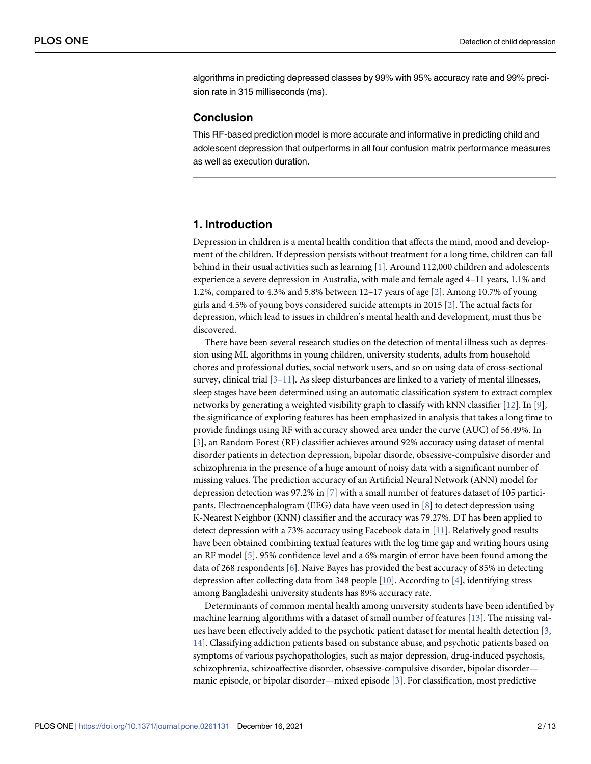algorithms in predicting depressed classes by 99% with 95% accuracy rate and 99% precision rate in 315 milliseconds (ms).

### Conclusion

This RF-based prediction model is more accurate and informative in predicting child and adolescent depression that outperforms in all four confusion matrix performance measures as well as execution duration.

## 1. Introduction

Depression in children is a mental health condition that affects the mind, mood and development of the children. If depression persists without treatment for a long time, children can fall behind in their usual activities such as learning [1]. Around 112,000 children and adolescents experience a severe depression in Australia, with male and female aged 4–11 years, 1.1% and 1.2%, compared to 4.3% and 5.8% between 12–17 years of age [2]. Among 10.7% of young girls and 4.5% of young boys considered suicide attempts in 2015 [2]. The actual facts for depression, which lead to issues in children's mental health and development, must thus be discovered.

There have been several research studies on the detection of mental illness such as depression using ML algorithms in young children, university students, adults from household chores and professional duties, social network users, and so on using data of cross-sectional survey, clinical trial [3–11]. As sleep disturbances are linked to a variety of mental illnesses, sleep stages have been determined using an automatic classification system to extract complex networks by generating a weighted visibility graph to classify with kNN classifier [12]. In [9], the significance of exploring features has been emphasized in analysis that takes a long time to provide findings using RF with accuracy showed area under the curve (AUC) of 56.49%. In [3], an Random Forest (RF) classifier achieves around 92% accuracy using dataset of mental disorder patients in detection depression, bipolar disorde, obsessive-compulsive disorder and schizophrenia in the presence of a huge amount of noisy data with a significant number of missing values. The prediction accuracy of an Artificial Neural Network (ANN) model for depression detection was 97.2% in [7] with a small number of features dataset of 105 participants. Electroencephalogram (EEG) data have veen used in [8] to detect depression using K-Nearest Neighbor (KNN) classifier and the accuracy was 79.27%. DT has been applied to detect depression with a 73% accuracy using Facebook data in [11]. Relatively good results have been obtained combining textual features with the log time gap and writing hours using an RF model [5]. 95% confidence level and a 6% margin of error have been found among the data of 268 respondents [6]. Naive Bayes has provided the best accuracy of 85% in detecting depression after collecting data from 348 people [10]. According to [4], identifying stress among Bangladeshi university students has 89% accuracy rate.

Determinants of common mental health among university students have been identified by machine learning algorithms with a dataset of small number of features [13]. The missing values have been effectively added to the psychotic patient dataset for mental health detection [3, 14]. Classifying addiction patients based on substance abuse, and psychotic patients based on symptoms of various psychopathologies, such as major depression, drug-induced psychosis, schizophrenia, schizoaffective disorder, obsessive-compulsive disorder, bipolar disorder—manic episode, or bipolar disorder—mixed episode [3]. For classification, most predictive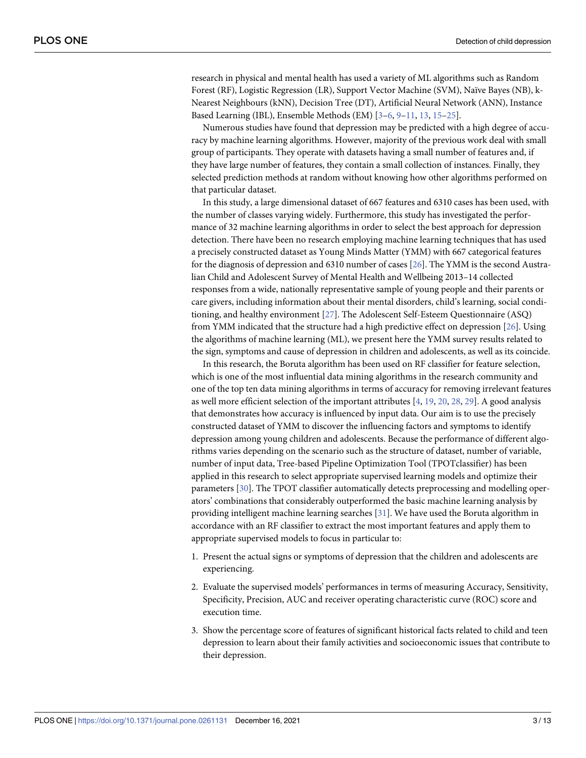research in physical and mental health has used a variety of ML algorithms such as Random Forest (RF), Logistic Regression (LR), Support Vector Machine (SVM), Naïve Bayes (NB), k-Nearest Neighbours (kNN), Decision Tree (DT), Artificial Neural Network (ANN), Instance Based Learning (IBL), Ensemble Methods (EM) [3–6, 9–11, 13, 15–25].

Numerous studies have found that depression may be predicted with a high degree of accuracy by machine learning algorithms. However, majority of the previous work deal with small group of participants. They operate with datasets having a small number of features and, if they have large number of features, they contain a small collection of instances. Finally, they selected prediction methods at random without knowing how other algorithms performed on that particular dataset.

In this study, a large dimensional dataset of 667 features and 6310 cases has been used, with the number of classes varying widely. Furthermore, this study has investigated the performance of 32 machine learning algorithms in order to select the best approach for depression detection. There have been no research employing machine learning techniques that has used a precisely constructed dataset as Young Minds Matter (YMM) with 667 categorical features for the diagnosis of depression and 6310 number of cases [26]. The YMM is the second Australian Child and Adolescent Survey of Mental Health and Wellbeing 2013–14 collected responses from a wide, nationally representative sample of young people and their parents or care givers, including information about their mental disorders, child's learning, social conditioning, and healthy environment [27]. The Adolescent Self-Esteem Questionnaire (ASQ) from YMM indicated that the structure had a high predictive effect on depression [26]. Using the algorithms of machine learning (ML), we present here the YMM survey results related to the sign, symptoms and cause of depression in children and adolescents, as well as its coincide.

In this research, the Boruta algorithm has been used on RF classifier for feature selection, which is one of the most influential data mining algorithms in the research community and one of the top ten data mining algorithms in terms of accuracy for removing irrelevant features as well more efficient selection of the important attributes [4, 19, 20, 28, 29]. A good analysis that demonstrates how accuracy is influenced by input data. Our aim is to use the precisely constructed dataset of YMM to discover the influencing factors and symptoms to identify depression among young children and adolescents. Because the performance of different algorithms varies depending on the scenario such as the structure of dataset, number of variable, number of input data, Tree-based Pipeline Optimization Tool (TPOTclassifier) has been applied in this research to select appropriate supervised learning models and optimize their parameters [30]. The TPOT classifier automatically detects preprocessing and modelling operators' combinations that considerably outperformed the basic machine learning analysis by providing intelligent machine learning searches [31]. We have used the Boruta algorithm in accordance with an RF classifier to extract the most important features and apply them to appropriate supervised models to focus in particular to:

1. Present the actual signs or symptoms of depression that the children and adolescents are experiencing.
2. Evaluate the supervised models' performances in terms of measuring Accuracy, Sensitivity, Specificity, Precision, AUC and receiver operating characteristic curve (ROC) score and execution time.
3. Show the percentage score of features of significant historical facts related to child and teen depression to learn about their family activities and socioeconomic issues that contribute to their depression.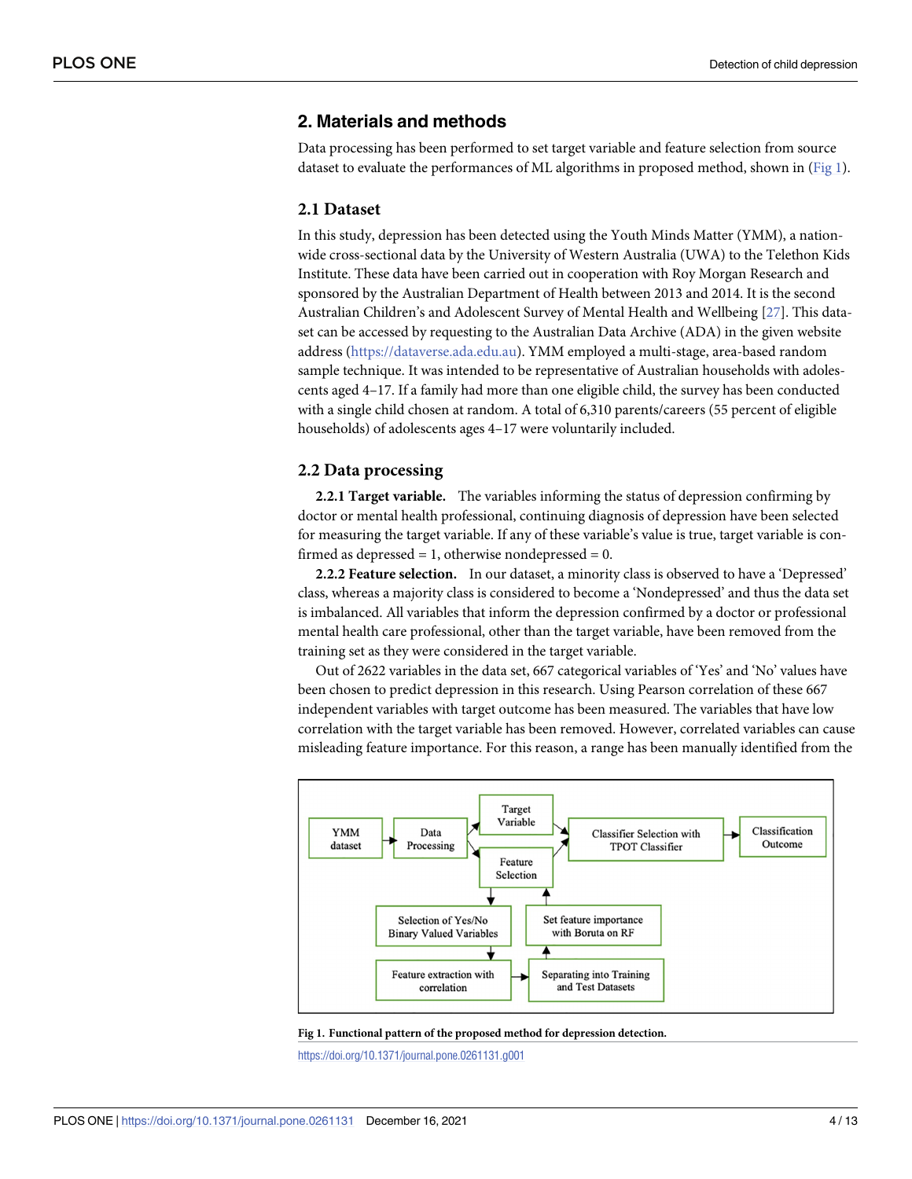## 2. Materials and methods

Data processing has been performed to set target variable and feature selection from source dataset to evaluate the performances of ML algorithms in proposed method, shown in (Fig 1).

### 2.1 Dataset

In this study, depression has been detected using the Youth Minds Matter (YMM), a nationwide cross-sectional data by the University of Western Australia (UWA) to the Telethon Kids Institute. These data have been carried out in cooperation with Roy Morgan Research and sponsored by the Australian Department of Health between 2013 and 2014. It is the second Australian Children's and Adolescent Survey of Mental Health and Wellbeing [27]. This dataset can be accessed by requesting to the Australian Data Archive (ADA) in the given website address (https://dataverse.ada.edu.au). YMM employed a multi-stage, area-based random sample technique. It was intended to be representative of Australian households with adolescents aged 4–17. If a family had more than one eligible child, the survey has been conducted with a single child chosen at random. A total of 6,310 parents/careers (55 percent of eligible households) of adolescents ages 4–17 were voluntarily included.

### 2.2 Data processing

**2.2.1 Target variable.** The variables informing the status of depression confirming by doctor or mental health professional, continuing diagnosis of depression have been selected for measuring the target variable. If any of these variable's value is true, target variable is confirmed as depressed = 1, otherwise nondepressed = 0.

**2.2.2 Feature selection.** In our dataset, a minority class is observed to have a 'Depressed' class, whereas a majority class is considered to become a 'Nondepressed' and thus the data set is imbalanced. All variables that inform the depression confirmed by a doctor or professional mental health care professional, other than the target variable, have been removed from the training set as they were considered in the target variable.

Out of 2622 variables in the data set, 667 categorical variables of 'Yes' and 'No' values have been chosen to predict depression in this research. Using Pearson correlation of these 667 independent variables with target outcome has been measured. The variables that have low correlation with the target variable has been removed. However, correlated variables can cause misleading feature importance. For this reason, a range has been manually identified from the

**Fig 1. Functional pattern of the proposed method for depression detection.**

https://doi.org/10.1371/journal.pone.0261131.g001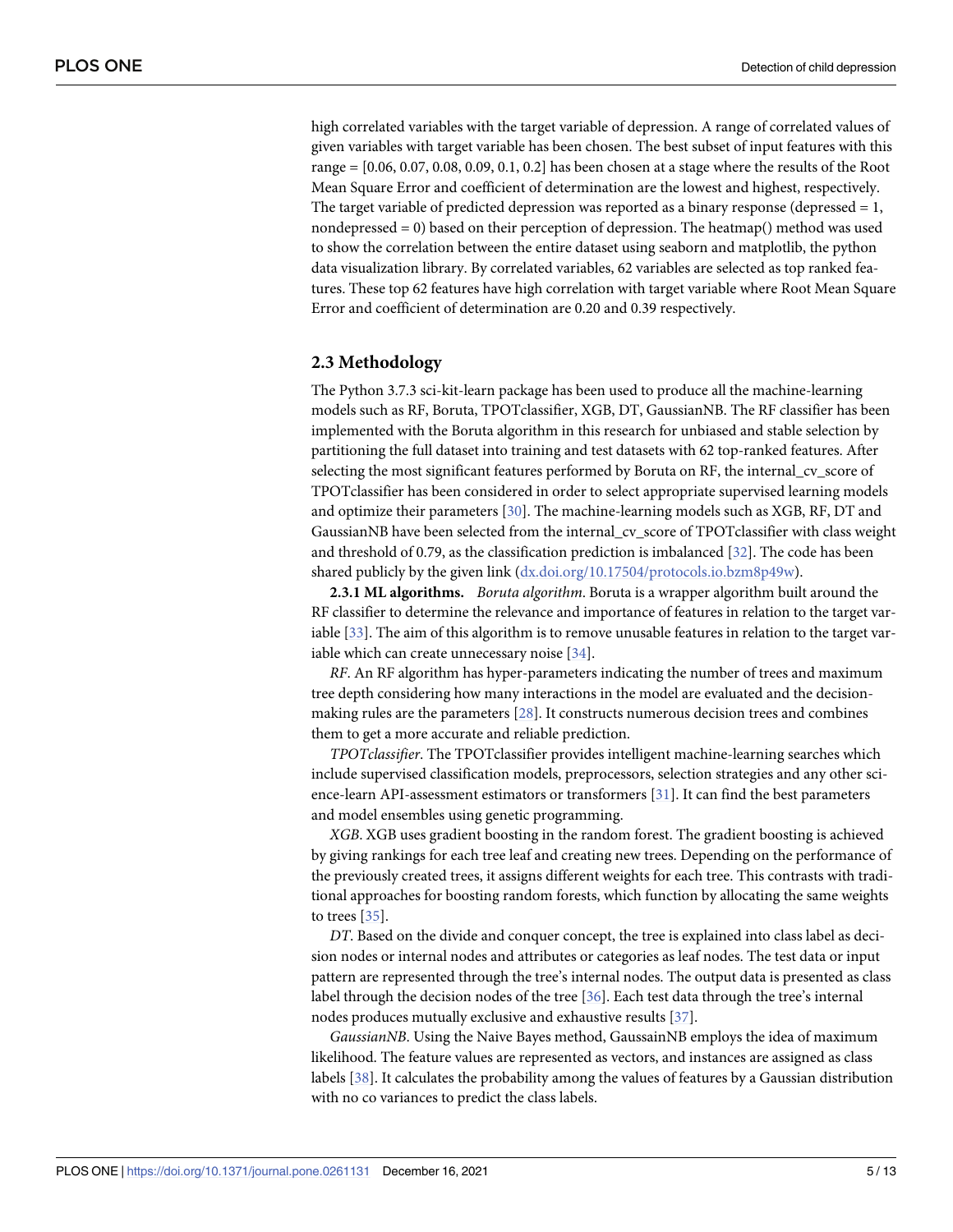high correlated variables with the target variable of depression. A range of correlated values of given variables with target variable has been chosen. The best subset of input features with this range = [0.06, 0.07, 0.08, 0.09, 0.1, 0.2] has been chosen at a stage where the results of the Root Mean Square Error and coefficient of determination are the lowest and highest, respectively. The target variable of predicted depression was reported as a binary response (depressed = 1, nondepressed = 0) based on their perception of depression. The heatmap() method was used to show the correlation between the entire dataset using seaborn and matplotlib, the python data visualization library. By correlated variables, 62 variables are selected as top ranked features. These top 62 features have high correlation with target variable where Root Mean Square Error and coefficient of determination are 0.20 and 0.39 respectively.

## 2.3 Methodology

The Python 3.7.3 sci-kit-learn package has been used to produce all the machine-learning models such as RF, Boruta, TPOTclassifier, XGB, DT, GaussianNB. The RF classifier has been implemented with the Boruta algorithm in this research for unbiased and stable selection by partitioning the full dataset into training and test datasets with 62 top-ranked features. After selecting the most significant features performed by Boruta on RF, the internal_cv_score of TPOTclassifier has been considered in order to select appropriate supervised learning models and optimize their parameters [30]. The machine-learning models such as XGB, RF, DT and GaussianNB have been selected from the internal_cv_score of TPOTclassifier with class weight and threshold of 0.79, as the classification prediction is imbalanced [32]. The code has been shared publicly by the given link (dx.doi.org/10.17504/protocols.io.bzm8p49w).

**2.3.1 ML algorithms.** *Boruta algorithm*. Boruta is a wrapper algorithm built around the RF classifier to determine the relevance and importance of features in relation to the target variable [33]. The aim of this algorithm is to remove unusable features in relation to the target variable which can create unnecessary noise [34].

*RF*. An RF algorithm has hyper-parameters indicating the number of trees and maximum tree depth considering how many interactions in the model are evaluated and the decision-making rules are the parameters [28]. It constructs numerous decision trees and combines them to get a more accurate and reliable prediction.

*TPOTclassifier*. The TPOTclassifier provides intelligent machine-learning searches which include supervised classification models, preprocessors, selection strategies and any other science-learn API-assessment estimators or transformers [31]. It can find the best parameters and model ensembles using genetic programming.

*XGB*. XGB uses gradient boosting in the random forest. The gradient boosting is achieved by giving rankings for each tree leaf and creating new trees. Depending on the performance of the previously created trees, it assigns different weights for each tree. This contrasts with traditional approaches for boosting random forests, which function by allocating the same weights to trees [35].

*DT*. Based on the divide and conquer concept, the tree is explained into class label as decision nodes or internal nodes and attributes or categories as leaf nodes. The test data or input pattern are represented through the tree's internal nodes. The output data is presented as class label through the decision nodes of the tree [36]. Each test data through the tree's internal nodes produces mutually exclusive and exhaustive results [37].

*GaussianNB*. Using the Naive Bayes method, GaussainNB employs the idea of maximum likelihood. The feature values are represented as vectors, and instances are assigned as class labels [38]. It calculates the probability among the values of features by a Gaussian distribution with no co variances to predict the class labels.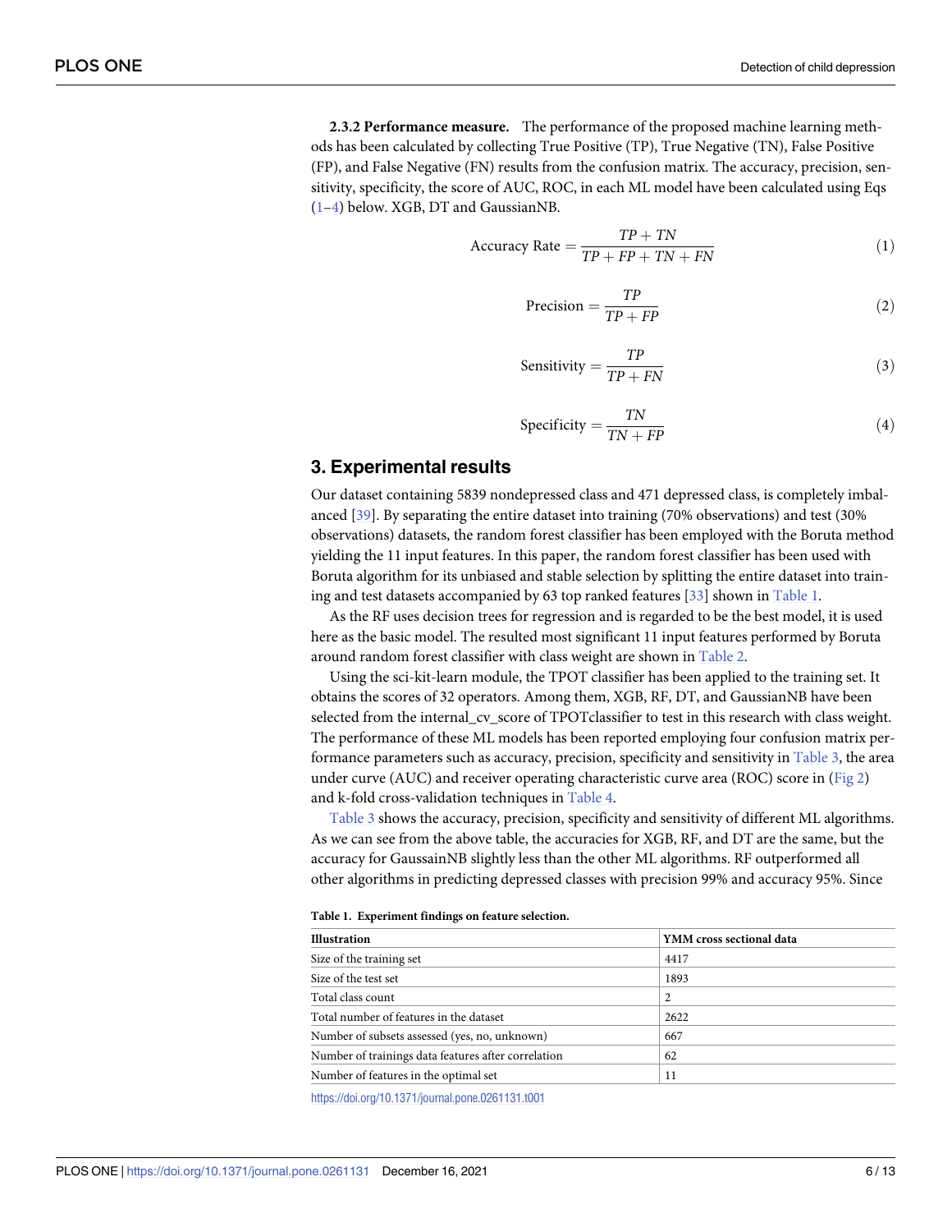**2.3.2 Performance measure.** The performance of the proposed machine learning methods has been calculated by collecting True Positive (TP), True Negative (TN), False Positive (FP), and False Negative (FN) results from the confusion matrix. The accuracy, precision, sensitivity, specificity, the score of AUC, ROC, in each ML model have been calculated using Eqs (1–4) below. XGB, DT and GaussianNB.

$$\text{Accuracy Rate} = \frac{TP + TN}{TP + FP + TN + FN} \tag{1}$$

$$\text{Precision} = \frac{TP}{TP + FP} \tag{2}$$

$$\text{Sensitivity} = \frac{TP}{TP + FN} \tag{3}$$

$$\text{Specificity} = \frac{TN}{TN + FP} \tag{4}$$

## 3. Experimental results

Our dataset containing 5839 nondepressed class and 471 depressed class, is completely imbalanced [39]. By separating the entire dataset into training (70% observations) and test (30% observations) datasets, the random forest classifier has been employed with the Boruta method yielding the 11 input features. In this paper, the random forest classifier has been used with Boruta algorithm for its unbiased and stable selection by splitting the entire dataset into training and test datasets accompanied by 63 top ranked features [33] shown in Table 1.

As the RF uses decision trees for regression and is regarded to be the best model, it is used here as the basic model. The resulted most significant 11 input features performed by Boruta around random forest classifier with class weight are shown in Table 2.

Using the sci-kit-learn module, the TPOT classifier has been applied to the training set. It obtains the scores of 32 operators. Among them, XGB, RF, DT, and GaussianNB have been selected from the internal_cv_score of TPOTclassifier to test in this research with class weight. The performance of these ML models has been reported employing four confusion matrix performance parameters such as accuracy, precision, specificity and sensitivity in Table 3, the area under curve (AUC) and receiver operating characteristic curve area (ROC) score in (Fig 2) and k-fold cross-validation techniques in Table 4.

Table 3 shows the accuracy, precision, specificity and sensitivity of different ML algorithms. As we can see from the above table, the accuracies for XGB, RF, and DT are the same, but the accuracy for GaussainNB slightly less than the other ML algorithms. RF outperformed all other algorithms in predicting depressed classes with precision 99% and accuracy 95%. Since

**Table 1. Experiment findings on feature selection.**

| Illustration | YMM cross sectional data |
|---|---|
| Size of the training set | 4417 |
| Size of the test set | 1893 |
| Total class count | 2 |
| Total number of features in the dataset | 2622 |
| Number of subsets assessed (yes, no, unknown) | 667 |
| Number of trainings data features after correlation | 62 |
| Number of features in the optimal set | 11 |

https://doi.org/10.1371/journal.pone.0261131.t001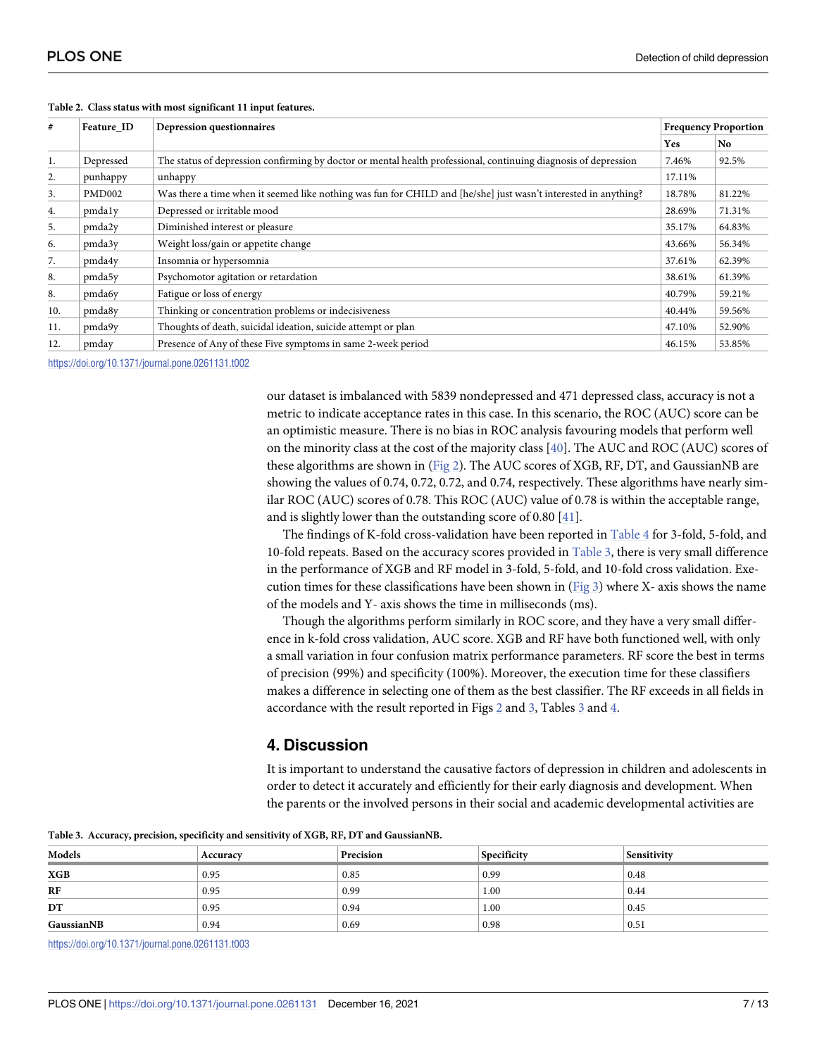**Table 2. Class status with most significant 11 input features.**

| # | Feature_ID | Depression questionnaires | Frequency Proportion | |
|---|---|---|---|---|
| | | | Yes | No |
| 1. | Depressed | The status of depression confirming by doctor or mental health professional, continuing diagnosis of depression | 7.46% | 92.5% |
| 2. | punhappy | unhappy | 17.11% | |
| 3. | PMD002 | Was there a time when it seemed like nothing was fun for CHILD and [he/she] just wasn't interested in anything? | 18.78% | 81.22% |
| 4. | pmda1y | Depressed or irritable mood | 28.69% | 71.31% |
| 5. | pmda2y | Diminished interest or pleasure | 35.17% | 64.83% |
| 6. | pmda3y | Weight loss/gain or appetite change | 43.66% | 56.34% |
| 7. | pmda4y | Insomnia or hypersomnia | 37.61% | 62.39% |
| 8. | pmda5y | Psychomotor agitation or retardation | 38.61% | 61.39% |
| 8. | pmda6y | Fatigue or loss of energy | 40.79% | 59.21% |
| 10. | pmda8y | Thinking or concentration problems or indecisiveness | 40.44% | 59.56% |
| 11. | pmda9y | Thoughts of death, suicidal ideation, suicide attempt or plan | 47.10% | 52.90% |
| 12. | pmday | Presence of Any of these Five symptoms in same 2-week period | 46.15% | 53.85% |

https://doi.org/10.1371/journal.pone.0261131.t002

our dataset is imbalanced with 5839 nondepressed and 471 depressed class, accuracy is not a metric to indicate acceptance rates in this case. In this scenario, the ROC (AUC) score can be an optimistic measure. There is no bias in ROC analysis favouring models that perform well on the minority class at the cost of the majority class [40]. The AUC and ROC (AUC) scores of these algorithms are shown in (Fig 2). The AUC scores of XGB, RF, DT, and GaussianNB are showing the values of 0.74, 0.72, 0.72, and 0.74, respectively. These algorithms have nearly similar ROC (AUC) scores of 0.78. This ROC (AUC) value of 0.78 is within the acceptable range, and is slightly lower than the outstanding score of 0.80 [41].

The findings of K-fold cross-validation have been reported in Table 4 for 3-fold, 5-fold, and 10-fold repeats. Based on the accuracy scores provided in Table 3, there is very small difference in the performance of XGB and RF model in 3-fold, 5-fold, and 10-fold cross validation. Execution times for these classifications have been shown in (Fig 3) where X- axis shows the name of the models and Y- axis shows the time in milliseconds (ms).

Though the algorithms perform similarly in ROC score, and they have a very small difference in k-fold cross validation, AUC score. XGB and RF have both functioned well, with only a small variation in four confusion matrix performance parameters. RF score the best in terms of precision (99%) and specificity (100%). Moreover, the execution time for these classifiers makes a difference in selecting one of them as the best classifier. The RF exceeds in all fields in accordance with the result reported in Figs 2 and 3, Tables 3 and 4.

## 4. Discussion

It is important to understand the causative factors of depression in children and adolescents in order to detect it accurately and efficiently for their early diagnosis and development. When the parents or the involved persons in their social and academic developmental activities are

**Table 3. Accuracy, precision, specificity and sensitivity of XGB, RF, DT and GaussianNB.**

| Models | Accuracy | Precision | Specificity | Sensitivity |
|---|---|---|---|---|
| **XGB** | 0.95 | 0.85 | 0.99 | 0.48 |
| **RF** | 0.95 | 0.99 | 1.00 | 0.44 |
| **DT** | 0.95 | 0.94 | 1.00 | 0.45 |
| **GaussianNB** | 0.94 | 0.69 | 0.98 | 0.51 |

https://doi.org/10.1371/journal.pone.0261131.t003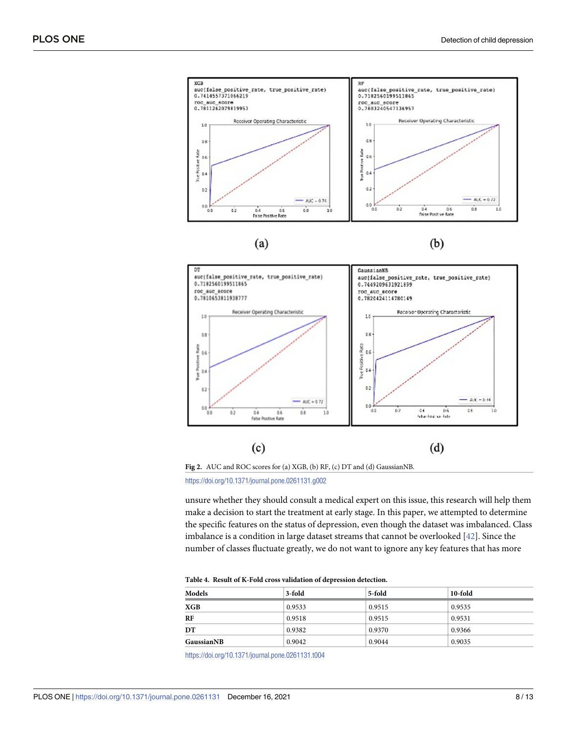Fig 2. AUC and ROC scores for (a) XGB, (b) RF, (c) DT and (d) GaussianNB.

https://doi.org/10.1371/journal.pone.0261131.g002

unsure whether they should consult a medical expert on this issue, this research will help them make a decision to start the treatment at early stage. In this paper, we attempted to determine the specific features on the status of depression, even though the dataset was imbalanced. Class imbalance is a condition in large dataset streams that cannot be overlooked [42]. Since the number of classes fluctuate greatly, we do not want to ignore any key features that has more

**Table 4. Result of K-Fold cross validation of depression detection.**

| Models | 3-fold | 5-fold | 10-fold |
|---|---|---|---|
| **XGB** | 0.9533 | 0.9515 | 0.9535 |
| **RF** | 0.9518 | 0.9515 | 0.9531 |
| **DT** | 0.9382 | 0.9370 | 0.9366 |
| **GaussianNB** | 0.9042 | 0.9044 | 0.9035 |

https://doi.org/10.1371/journal.pone.0261131.t004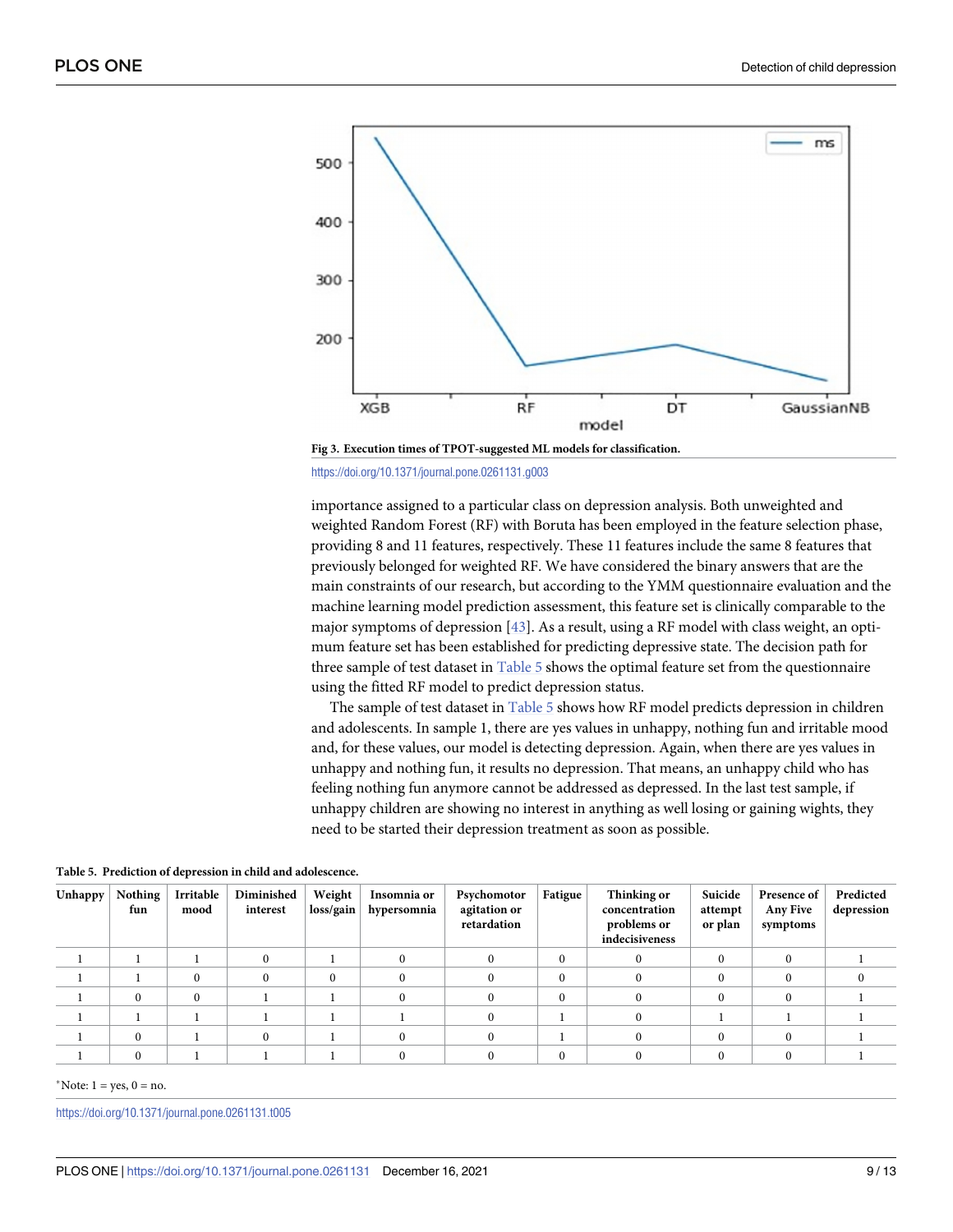Fig 3. Execution times of TPOT-suggested ML models for classification.

https://doi.org/10.1371/journal.pone.0261131.g003

importance assigned to a particular class on depression analysis. Both unweighted and weighted Random Forest (RF) with Boruta has been employed in the feature selection phase, providing 8 and 11 features, respectively. These 11 features include the same 8 features that previously belonged for weighted RF. We have considered the binary answers that are the main constraints of our research, but according to the YMM questionnaire evaluation and the machine learning model prediction assessment, this feature set is clinically comparable to the major symptoms of depression [43]. As a result, using a RF model with class weight, an optimum feature set has been established for predicting depressive state. The decision path for three sample of test dataset in Table 5 shows the optimal feature set from the questionnaire using the fitted RF model to predict depression status.

The sample of test dataset in Table 5 shows how RF model predicts depression in children and adolescents. In sample 1, there are yes values in unhappy, nothing fun and irritable mood and, for these values, our model is detecting depression. Again, when there are yes values in unhappy and nothing fun, it results no depression. That means, an unhappy child who has feeling nothing fun anymore cannot be addressed as depressed. In the last test sample, if unhappy children are showing no interest in anything as well losing or gaining wights, they need to be started their depression treatment as soon as possible.

**Table 5. Prediction of depression in child and adolescence.**

| Unhappy | Nothing fun | Irritable mood | Diminished interest | Weight loss/gain | Insomnia or hypersomnia | Psychomotor agitation or retardation | Fatigue | Thinking or concentration problems or indecisiveness | Suicide attempt or plan | Presence of Any Five symptoms | Predicted depression |
|---|---|---|---|---|---|---|---|---|---|---|---|
| 1 | 1 | 1 | 0 | 1 | 0 | 0 | 0 | 0 | 0 | 0 | 1 |
| 1 | 1 | 0 | 0 | 0 | 0 | 0 | 0 | 0 | 0 | 0 | 0 |
| 1 | 0 | 0 | 1 | 1 | 0 | 0 | 0 | 0 | 0 | 0 | 1 |
| 1 | 1 | 1 | 1 | 1 | 1 | 0 | 1 | 0 | 1 | 1 | 1 |
| 1 | 0 | 1 | 0 | 1 | 0 | 0 | 1 | 0 | 0 | 0 | 1 |
| 1 | 0 | 1 | 1 | 1 | 0 | 0 | 0 | 0 | 0 | 0 | 1 |

*Note: 1 = yes, 0 = no.

https://doi.org/10.1371/journal.pone.0261131.t005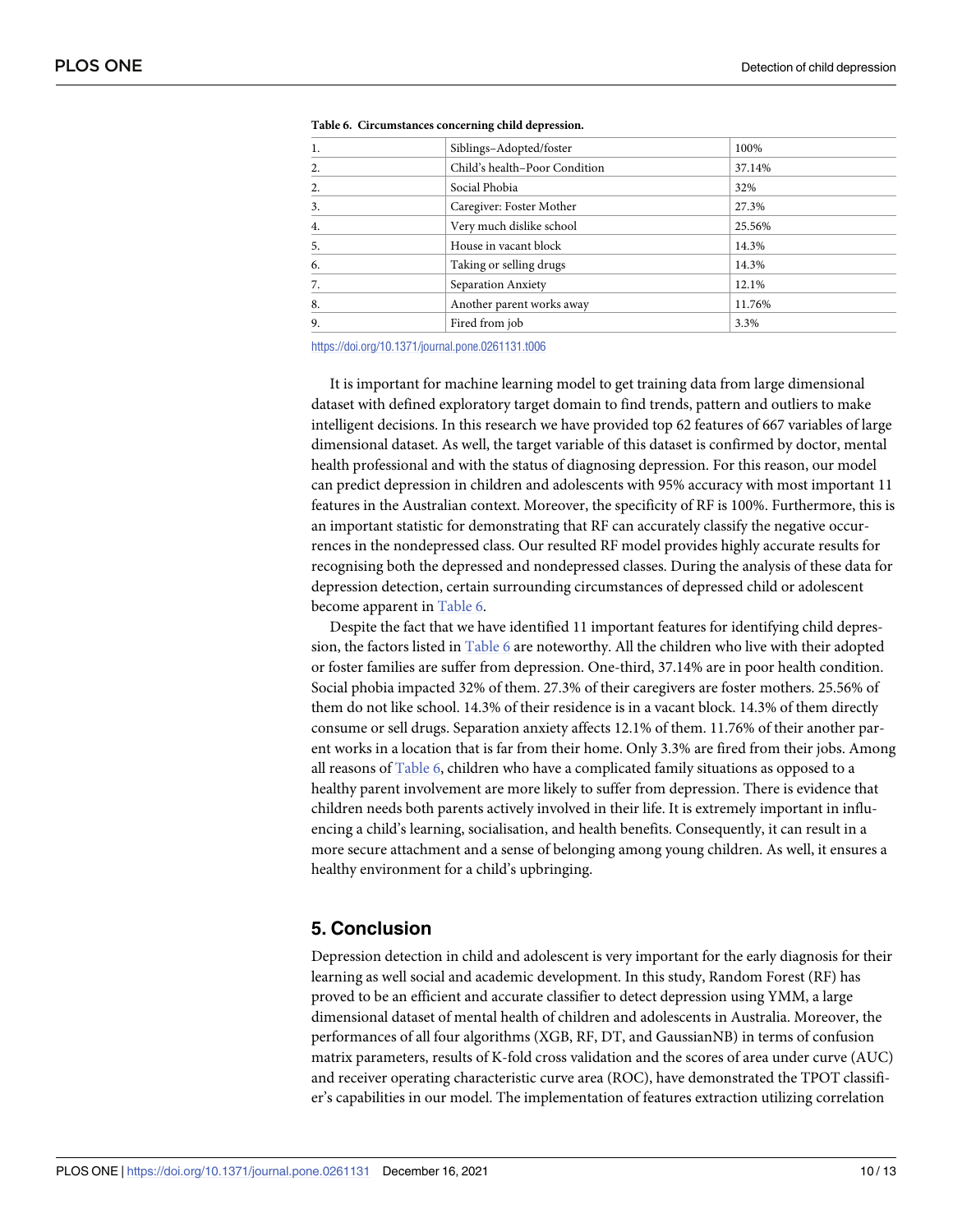**Table 6. Circumstances concerning child depression.**

| | | |
|---|---|---|
| 1. | Siblings–Adopted/foster | 100% |
| 2. | Child's health–Poor Condition | 37.14% |
| 2. | Social Phobia | 32% |
| 3. | Caregiver: Foster Mother | 27.3% |
| 4. | Very much dislike school | 25.56% |
| 5. | House in vacant block | 14.3% |
| 6. | Taking or selling drugs | 14.3% |
| 7. | Separation Anxiety | 12.1% |
| 8. | Another parent works away | 11.76% |
| 9. | Fired from job | 3.3% |

https://doi.org/10.1371/journal.pone.0261131.t006

It is important for machine learning model to get training data from large dimensional dataset with defined exploratory target domain to find trends, pattern and outliers to make intelligent decisions. In this research we have provided top 62 features of 667 variables of large dimensional dataset. As well, the target variable of this dataset is confirmed by doctor, mental health professional and with the status of diagnosing depression. For this reason, our model can predict depression in children and adolescents with 95% accuracy with most important 11 features in the Australian context. Moreover, the specificity of RF is 100%. Furthermore, this is an important statistic for demonstrating that RF can accurately classify the negative occurrences in the nondepressed class. Our resulted RF model provides highly accurate results for recognising both the depressed and nondepressed classes. During the analysis of these data for depression detection, certain surrounding circumstances of depressed child or adolescent become apparent in Table 6.

Despite the fact that we have identified 11 important features for identifying child depression, the factors listed in Table 6 are noteworthy. All the children who live with their adopted or foster families are suffer from depression. One-third, 37.14% are in poor health condition. Social phobia impacted 32% of them. 27.3% of their caregivers are foster mothers. 25.56% of them do not like school. 14.3% of their residence is in a vacant block. 14.3% of them directly consume or sell drugs. Separation anxiety affects 12.1% of them. 11.76% of their another parent works in a location that is far from their home. Only 3.3% are fired from their jobs. Among all reasons of Table 6, children who have a complicated family situations as opposed to a healthy parent involvement are more likely to suffer from depression. There is evidence that children needs both parents actively involved in their life. It is extremely important in influencing a child's learning, socialisation, and health benefits. Consequently, it can result in a more secure attachment and a sense of belonging among young children. As well, it ensures a healthy environment for a child's upbringing.

## 5. Conclusion

Depression detection in child and adolescent is very important for the early diagnosis for their learning as well social and academic development. In this study, Random Forest (RF) has proved to be an efficient and accurate classifier to detect depression using YMM, a large dimensional dataset of mental health of children and adolescents in Australia. Moreover, the performances of all four algorithms (XGB, RF, DT, and GaussianNB) in terms of confusion matrix parameters, results of K-fold cross validation and the scores of area under curve (AUC) and receiver operating characteristic curve area (ROC), have demonstrated the TPOT classifier's capabilities in our model. The implementation of features extraction utilizing correlation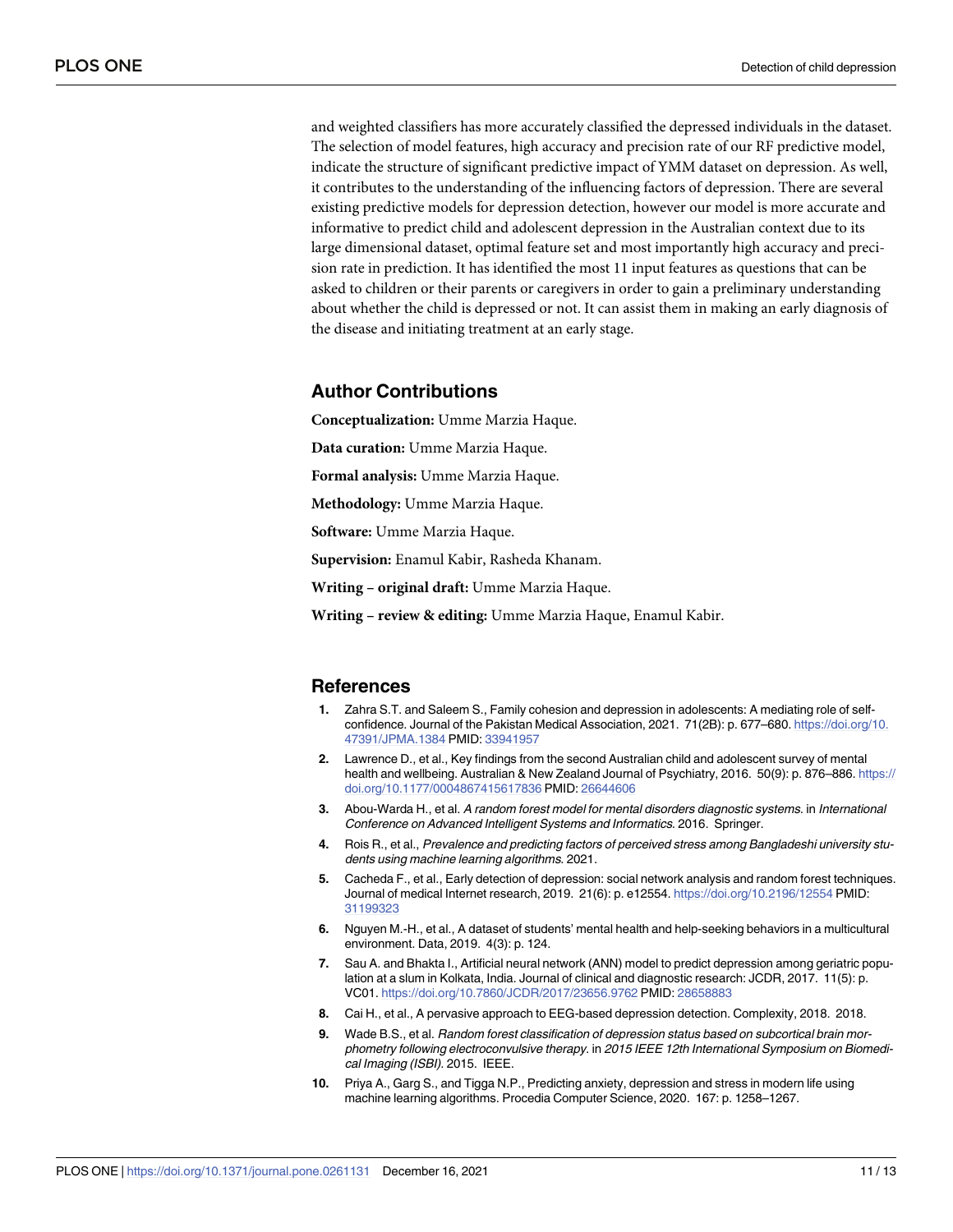and weighted classifiers has more accurately classified the depressed individuals in the dataset. The selection of model features, high accuracy and precision rate of our RF predictive model, indicate the structure of significant predictive impact of YMM dataset on depression. As well, it contributes to the understanding of the influencing factors of depression. There are several existing predictive models for depression detection, however our model is more accurate and informative to predict child and adolescent depression in the Australian context due to its large dimensional dataset, optimal feature set and most importantly high accuracy and precision rate in prediction. It has identified the most 11 input features as questions that can be asked to children or their parents or caregivers in order to gain a preliminary understanding about whether the child is depressed or not. It can assist them in making an early diagnosis of the disease and initiating treatment at an early stage.

## Author Contributions

**Conceptualization:** Umme Marzia Haque.

**Data curation:** Umme Marzia Haque.

**Formal analysis:** Umme Marzia Haque.

**Methodology:** Umme Marzia Haque.

**Software:** Umme Marzia Haque.

**Supervision:** Enamul Kabir, Rasheda Khanam.

**Writing – original draft:** Umme Marzia Haque.

**Writing – review & editing:** Umme Marzia Haque, Enamul Kabir.

## References

1. Zahra S.T. and Saleem S., Family cohesion and depression in adolescents: A mediating role of self-confidence. Journal of the Pakistan Medical Association, 2021. 71(2B): p. 677–680. https://doi.org/10.47391/JPMA.1384 PMID: 33941957
2. Lawrence D., et al., Key findings from the second Australian child and adolescent survey of mental health and wellbeing. Australian & New Zealand Journal of Psychiatry, 2016. 50(9): p. 876–886. https://doi.org/10.1177/0004867415617836 PMID: 26644606
3. Abou-Warda H., et al. *A random forest model for mental disorders diagnostic systems*. in *International Conference on Advanced Intelligent Systems and Informatics*. 2016. Springer.
4. Rois R., et al., *Prevalence and predicting factors of perceived stress among Bangladeshi university students using machine learning algorithms*. 2021.
5. Cacheda F., et al., Early detection of depression: social network analysis and random forest techniques. Journal of medical Internet research, 2019. 21(6): p. e12554. https://doi.org/10.2196/12554 PMID: 31199323
6. Nguyen M.-H., et al., A dataset of students' mental health and help-seeking behaviors in a multicultural environment. Data, 2019. 4(3): p. 124.
7. Sau A. and Bhakta I., Artificial neural network (ANN) model to predict depression among geriatric population at a slum in Kolkata, India. Journal of clinical and diagnostic research: JCDR, 2017. 11(5): p. VC01. https://doi.org/10.7860/JCDR/2017/23656.9762 PMID: 28658883
8. Cai H., et al., A pervasive approach to EEG-based depression detection. Complexity, 2018. 2018.
9. Wade B.S., et al. *Random forest classification of depression status based on subcortical brain morphometry following electroconvulsive therapy*. in *2015 IEEE 12th International Symposium on Biomedical Imaging (ISBI)*. 2015. IEEE.
10. Priya A., Garg S., and Tigga N.P., Predicting anxiety, depression and stress in modern life using machine learning algorithms. Procedia Computer Science, 2020. 167: p. 1258–1267.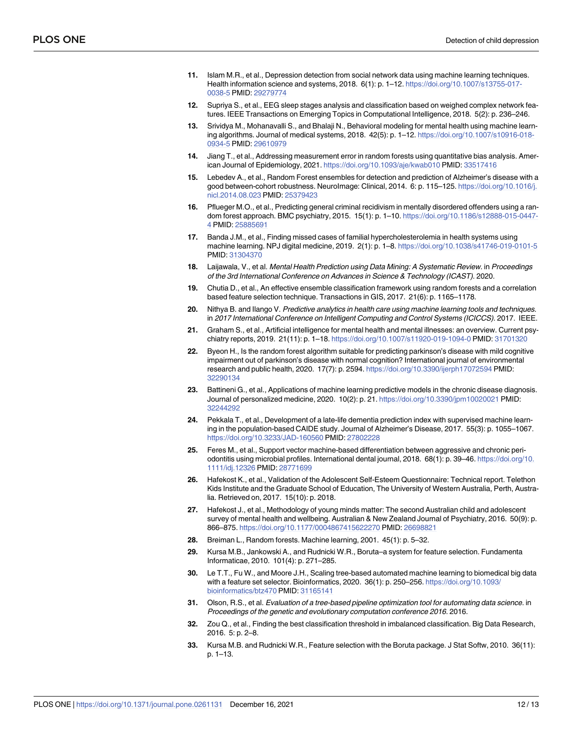11. Islam M.R., et al., Depression detection from social network data using machine learning techniques. Health information science and systems, 2018. 6(1): p. 1–12. https://doi.org/10.1007/s13755-017-0038-5 PMID: 29279774

12. Supriya S., et al., EEG sleep stages analysis and classification based on weighed complex network features. IEEE Transactions on Emerging Topics in Computational Intelligence, 2018. 5(2): p. 236–246.

13. Srividya M., Mohanavalli S., and Bhalaji N., Behavioral modeling for mental health using machine learning algorithms. Journal of medical systems, 2018. 42(5): p. 1–12. https://doi.org/10.1007/s10916-018-0934-5 PMID: 29610979

14. Jiang T., et al., Addressing measurement error in random forests using quantitative bias analysis. American Journal of Epidemiology, 2021. https://doi.org/10.1093/aje/kwab010 PMID: 33517416

15. Lebedev A., et al., Random Forest ensembles for detection and prediction of Alzheimer's disease with a good between-cohort robustness. NeuroImage: Clinical, 2014. 6: p. 115–125. https://doi.org/10.1016/j.nicl.2014.08.023 PMID: 25379423

16. Pflueger M.O., et al., Predicting general criminal recidivism in mentally disordered offenders using a random forest approach. BMC psychiatry, 2015. 15(1): p. 1–10. https://doi.org/10.1186/s12888-015-0447-4 PMID: 25885691

17. Banda J.M., et al., Finding missed cases of familial hypercholesterolemia in health systems using machine learning. NPJ digital medicine, 2019. 2(1): p. 1–8. https://doi.org/10.1038/s41746-019-0101-5 PMID: 31304370

18. Laijawala, V., et al. *Mental Health Prediction using Data Mining: A Systematic Review*. in *Proceedings of the 3rd International Conference on Advances in Science & Technology (ICAST)*. 2020.

19. Chutia D., et al., An effective ensemble classification framework using random forests and a correlation based feature selection technique. Transactions in GIS, 2017. 21(6): p. 1165–1178.

20. Nithya B. and Ilango V. *Predictive analytics in health care using machine learning tools and techniques*. in *2017 International Conference on Intelligent Computing and Control Systems (ICICCS)*. 2017. IEEE.

21. Graham S., et al., Artificial intelligence for mental health and mental illnesses: an overview. Current psychiatry reports, 2019. 21(11): p. 1–18. https://doi.org/10.1007/s11920-019-1094-0 PMID: 31701320

22. Byeon H., Is the random forest algorithm suitable for predicting parkinson's disease with mild cognitive impairment out of parkinson's disease with normal cognition? International journal of environmental research and public health, 2020. 17(7): p. 2594. https://doi.org/10.3390/ijerph17072594 PMID: 32290134

23. Battineni G., et al., Applications of machine learning predictive models in the chronic disease diagnosis. Journal of personalized medicine, 2020. 10(2): p. 21. https://doi.org/10.3390/jpm10020021 PMID: 32244292

24. Pekkala T., et al., Development of a late-life dementia prediction index with supervised machine learning in the population-based CAIDE study. Journal of Alzheimer's Disease, 2017. 55(3): p. 1055–1067. https://doi.org/10.3233/JAD-160560 PMID: 27802228

25. Feres M., et al., Support vector machine-based differentiation between aggressive and chronic periodontitis using microbial profiles. International dental journal, 2018. 68(1): p. 39–46. https://doi.org/10.1111/idj.12326 PMID: 28771699

26. Hafekost K., et al., Validation of the Adolescent Self-Esteem Questionnaire: Technical report. Telethon Kids Institute and the Graduate School of Education, The University of Western Australia, Perth, Australia. Retrieved on, 2017. 15(10): p. 2018.

27. Hafekost J., et al., Methodology of young minds matter: The second Australian child and adolescent survey of mental health and wellbeing. Australian & New Zealand Journal of Psychiatry, 2016. 50(9): p. 866–875. https://doi.org/10.1177/0004867415622270 PMID: 26698821

28. Breiman L., Random forests. Machine learning, 2001. 45(1): p. 5–32.

29. Kursa M.B., Jankowski A., and Rudnicki W.R., Boruta–a system for feature selection. Fundamenta Informaticae, 2010. 101(4): p. 271–285.

30. Le T.T., Fu W., and Moore J.H., Scaling tree-based automated machine learning to biomedical big data with a feature set selector. Bioinformatics, 2020. 36(1): p. 250–256. https://doi.org/10.1093/bioinformatics/btz470 PMID: 31165141

31. Olson, R.S., et al. *Evaluation of a tree-based pipeline optimization tool for automating data science*. in *Proceedings of the genetic and evolutionary computation conference 2016*. 2016.

32. Zou Q., et al., Finding the best classification threshold in imbalanced classification. Big Data Research, 2016. 5: p. 2–8.

33. Kursa M.B. and Rudnicki W.R., Feature selection with the Boruta package. J Stat Softw, 2010. 36(11): p. 1–13.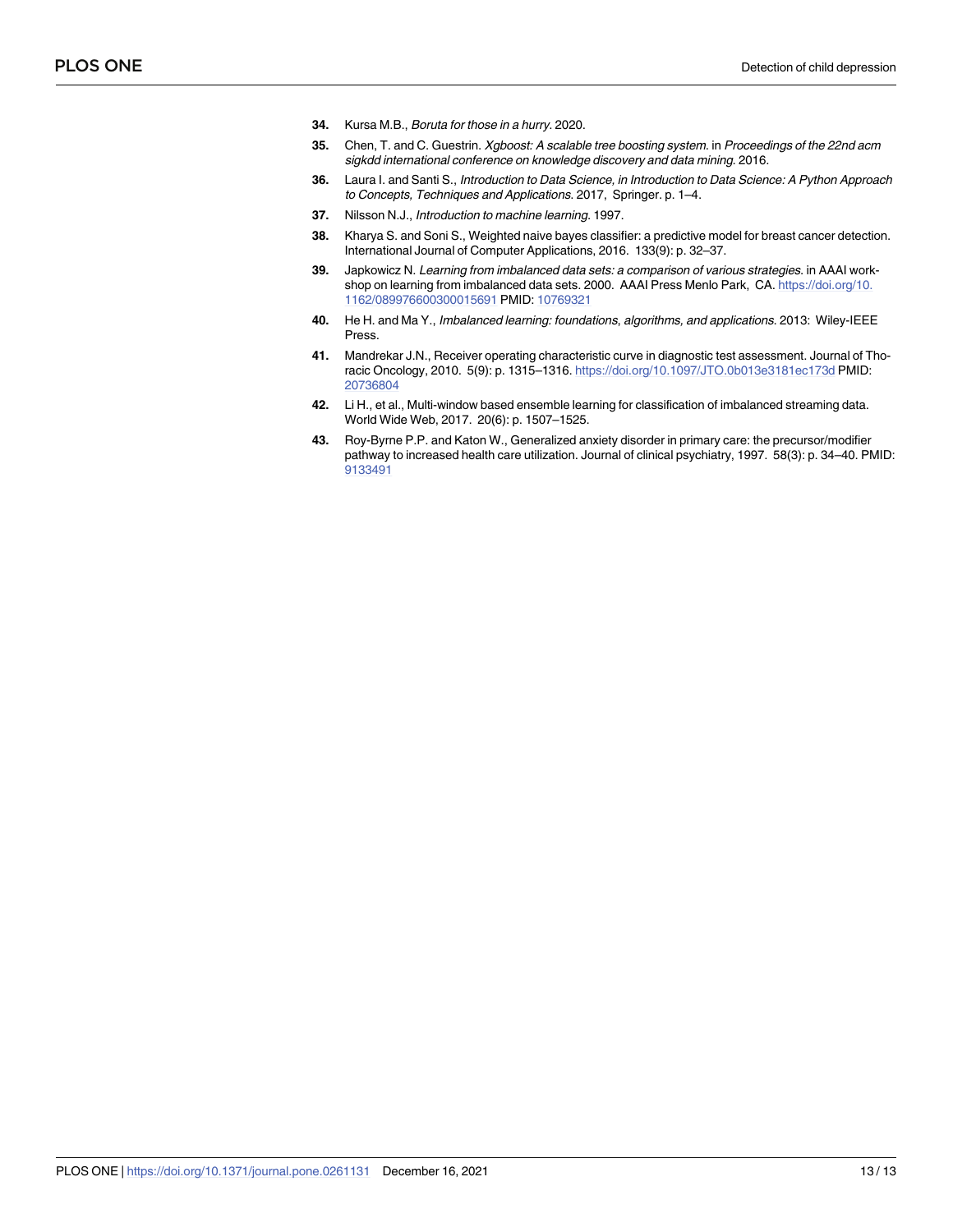34. Kursa M.B., *Boruta for those in a hurry*. 2020.
35. Chen, T. and C. Guestrin. *Xgboost: A scalable tree boosting system*. in *Proceedings of the 22nd acm sigkdd international conference on knowledge discovery and data mining*. 2016.
36. Laura I. and Santi S., *Introduction to Data Science, in Introduction to Data Science: A Python Approach to Concepts, Techniques and Applications*. 2017, Springer. p. 1–4.
37. Nilsson N.J., *Introduction to machine learning*. 1997.
38. Kharya S. and Soni S., Weighted naive bayes classifier: a predictive model for breast cancer detection. International Journal of Computer Applications, 2016. 133(9): p. 32–37.
39. Japkowicz N. *Learning from imbalanced data sets: a comparison of various strategies*. in AAAI workshop on learning from imbalanced data sets. 2000. AAAI Press Menlo Park, CA. https://doi.org/10.1162/089976600300015691 PMID: 10769321
40. He H. and Ma Y., *Imbalanced learning: foundations, algorithms, and applications*. 2013: Wiley-IEEE Press.
41. Mandrekar J.N., Receiver operating characteristic curve in diagnostic test assessment. Journal of Thoracic Oncology, 2010. 5(9): p. 1315–1316. https://doi.org/10.1097/JTO.0b013e3181ec173d PMID: 20736804
42. Li H., et al., Multi-window based ensemble learning for classification of imbalanced streaming data. World Wide Web, 2017. 20(6): p. 1507–1525.
43. Roy-Byrne P.P. and Katon W., Generalized anxiety disorder in primary care: the precursor/modifier pathway to increased health care utilization. Journal of clinical psychiatry, 1997. 58(3): p. 34–40. PMID: 9133491